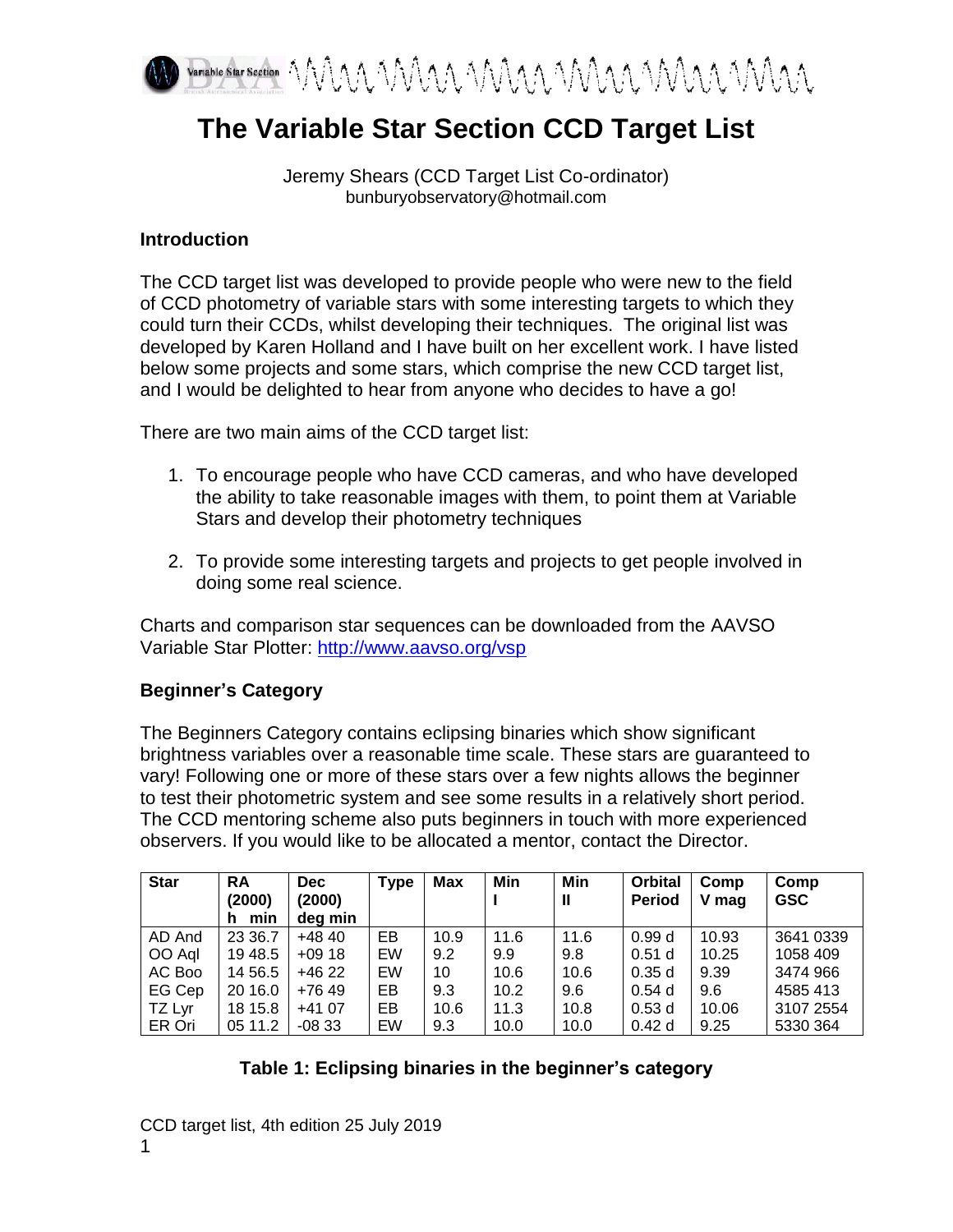# The Variable Star Section CCD Target List

Jeremy Shears (CCD Target List Co-ordinator)
bunburyobservatory@hotmail.com

## Introduction

The CCD target list was developed to provide people who were new to the field of CCD photometry of variable stars with some interesting targets to which they could turn their CCDs, whilst developing their techniques. The original list was developed by Karen Holland and I have built on her excellent work. I have listed below some projects and some stars, which comprise the new CCD target list, and I would be delighted to hear from anyone who decides to have a go!

There are two main aims of the CCD target list:

1. To encourage people who have CCD cameras, and who have developed the ability to take reasonable images with them, to point them at Variable Stars and develop their photometry techniques

2. To provide some interesting targets and projects to get people involved in doing some real science.

Charts and comparison star sequences can be downloaded from the AAVSO Variable Star Plotter: http://www.aavso.org/vsp

## Beginner's Category

The Beginners Category contains eclipsing binaries which show significant brightness variables over a reasonable time scale. These stars are guaranteed to vary! Following one or more of these stars over a few nights allows the beginner to test their photometric system and see some results in a relatively short period. The CCD mentoring scheme also puts beginners in touch with more experienced observers. If you would like to be allocated a mentor, contact the Director.

| Star | RA (2000) h min | Dec (2000) deg min | Type | Max | Min I | Min II | Orbital Period | Comp V mag | Comp GSC |
|---|---|---|---|---|---|---|---|---|---|
| AD And | 23 36.7 | +48 40 | EB | 10.9 | 11.6 | 11.6 | 0.99 d | 10.93 | 3641 0339 |
| OO Aql | 19 48.5 | +09 18 | EW | 9.2 | 9.9 | 9.8 | 0.51 d | 10.25 | 1058 409 |
| AC Boo | 14 56.5 | +46 22 | EW | 10 | 10.6 | 10.6 | 0.35 d | 9.39 | 3474 966 |
| EG Cep | 20 16.0 | +76 49 | EB | 9.3 | 10.2 | 9.6 | 0.54 d | 9.6 | 4585 413 |
| TZ Lyr | 18 15.8 | +41 07 | EB | 10.6 | 11.3 | 10.8 | 0.53 d | 10.06 | 3107 2554 |
| ER Ori | 05 11.2 | -08 33 | EW | 9.3 | 10.0 | 10.0 | 0.42 d | 9.25 | 5330 364 |

**Table 1: Eclipsing binaries in the beginner's category**

CCD target list, 4th edition 25 July 2019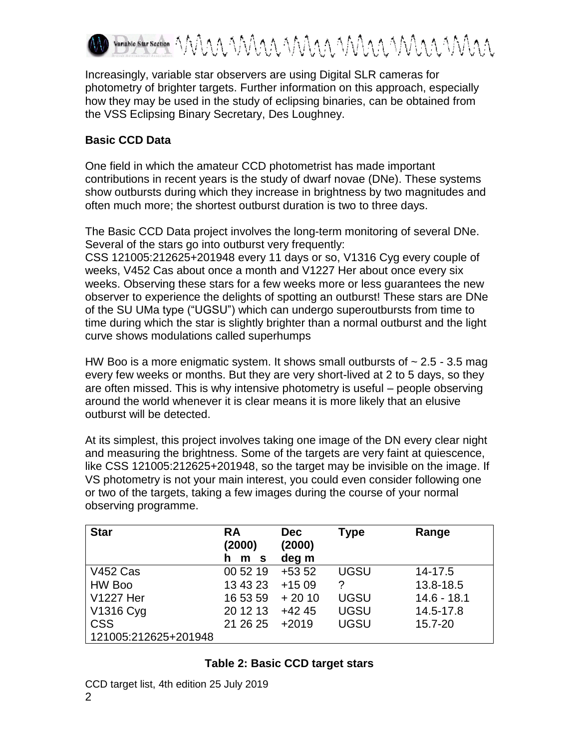Increasingly, variable star observers are using Digital SLR cameras for photometry of brighter targets. Further information on this approach, especially how they may be used in the study of eclipsing binaries, can be obtained from the VSS Eclipsing Binary Secretary, Des Loughney.

### Basic CCD Data

One field in which the amateur CCD photometrist has made important contributions in recent years is the study of dwarf novae (DNe). These systems show outbursts during which they increase in brightness by two magnitudes and often much more; the shortest outburst duration is two to three days.

The Basic CCD Data project involves the long-term monitoring of several DNe. Several of the stars go into outburst very frequently:
CSS 121005:212625+201948 every 11 days or so, V1316 Cyg every couple of weeks, V452 Cas about once a month and V1227 Her about once every six weeks. Observing these stars for a few weeks more or less guarantees the new observer to experience the delights of spotting an outburst! These stars are DNe of the SU UMa type ("UGSU") which can undergo superoutbursts from time to time during which the star is slightly brighter than a normal outburst and the light curve shows modulations called superhumps

HW Boo is a more enigmatic system. It shows small outbursts of ~ 2.5 - 3.5 mag every few weeks or months. But they are very short-lived at 2 to 5 days, so they are often missed. This is why intensive photometry is useful – people observing around the world whenever it is clear means it is more likely that an elusive outburst will be detected.

At its simplest, this project involves taking one image of the DN every clear night and measuring the brightness. Some of the targets are very faint at quiescence, like CSS 121005:212625+201948, so the target may be invisible on the image. If VS photometry is not your main interest, you could even consider following one or two of the targets, taking a few images during the course of your normal observing programme.

| Star | RA (2000) h m s | Dec (2000) deg m | Type | Range |
|---|---|---|---|---|
| V452 Cas | 00 52 19 | +53 52 | UGSU | 14-17.5 |
| HW Boo | 13 43 23 | +15 09 | ? | 13.8-18.5 |
| V1227 Her | 16 53 59 | + 20 10 | UGSU | 14.6 - 18.1 |
| V1316 Cyg | 20 12 13 | +42 45 | UGSU | 14.5-17.8 |
| CSS 121005:212625+201948 | 21 26 25 | +2019 | UGSU | 15.7-20 |

**Table 2: Basic CCD target stars**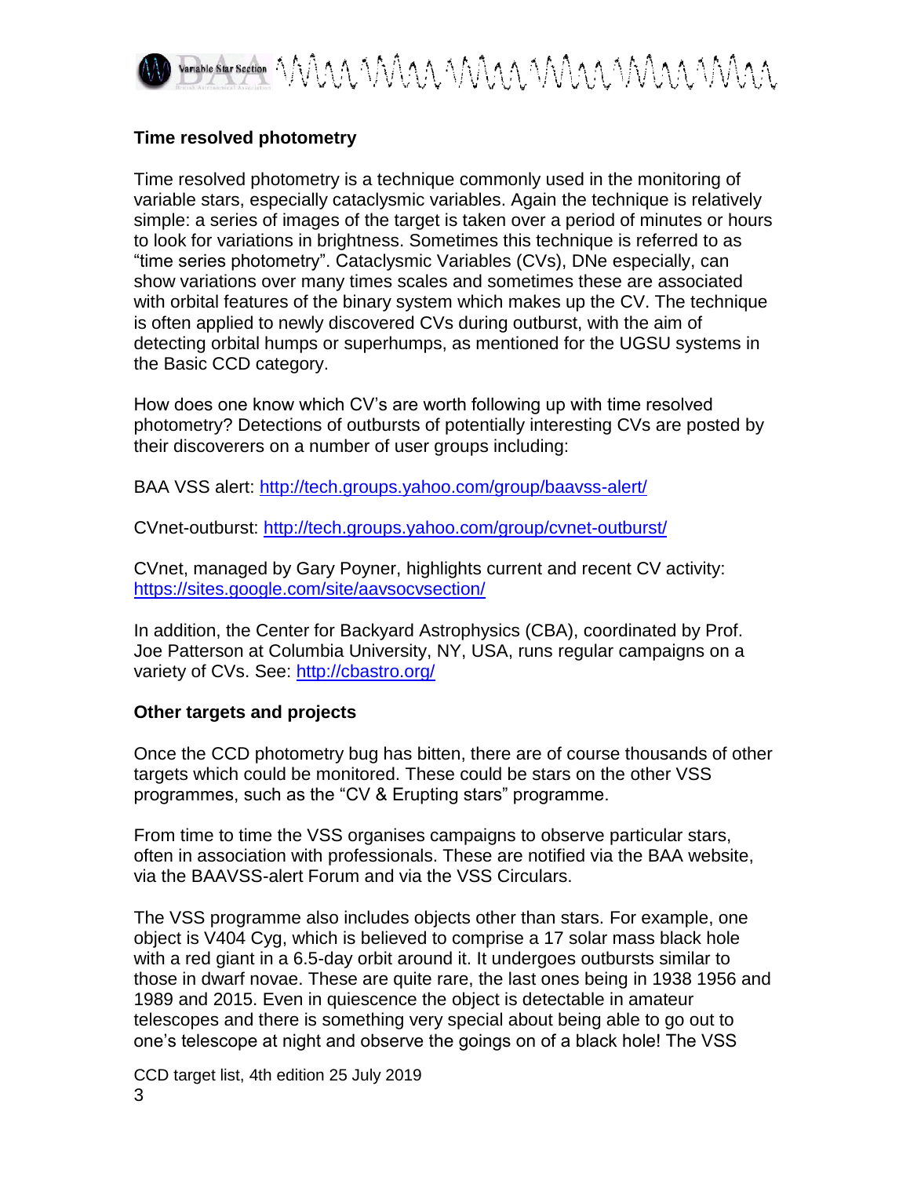## Time resolved photometry

Time resolved photometry is a technique commonly used in the monitoring of variable stars, especially cataclysmic variables. Again the technique is relatively simple: a series of images of the target is taken over a period of minutes or hours to look for variations in brightness. Sometimes this technique is referred to as "time series photometry". Cataclysmic Variables (CVs), DNe especially, can show variations over many times scales and sometimes these are associated with orbital features of the binary system which makes up the CV. The technique is often applied to newly discovered CVs during outburst, with the aim of detecting orbital humps or superhumps, as mentioned for the UGSU systems in the Basic CCD category.

How does one know which CV's are worth following up with time resolved photometry? Detections of outbursts of potentially interesting CVs are posted by their discoverers on a number of user groups including:

BAA VSS alert: http://tech.groups.yahoo.com/group/baavss-alert/

CVnet-outburst: http://tech.groups.yahoo.com/group/cvnet-outburst/

CVnet, managed by Gary Poyner, highlights current and recent CV activity: https://sites.google.com/site/aavsocvsection/

In addition, the Center for Backyard Astrophysics (CBA), coordinated by Prof. Joe Patterson at Columbia University, NY, USA, runs regular campaigns on a variety of CVs. See: http://cbastro.org/

## Other targets and projects

Once the CCD photometry bug has bitten, there are of course thousands of other targets which could be monitored. These could be stars on the other VSS programmes, such as the "CV & Erupting stars" programme.

From time to time the VSS organises campaigns to observe particular stars, often in association with professionals. These are notified via the BAA website, via the BAAVSS-alert Forum and via the VSS Circulars.

The VSS programme also includes objects other than stars. For example, one object is V404 Cyg, which is believed to comprise a 17 solar mass black hole with a red giant in a 6.5-day orbit around it. It undergoes outbursts similar to those in dwarf novae. These are quite rare, the last ones being in 1938 1956 and 1989 and 2015. Even in quiescence the object is detectable in amateur telescopes and there is something very special about being able to go out to one's telescope at night and observe the goings on of a black hole! The VSS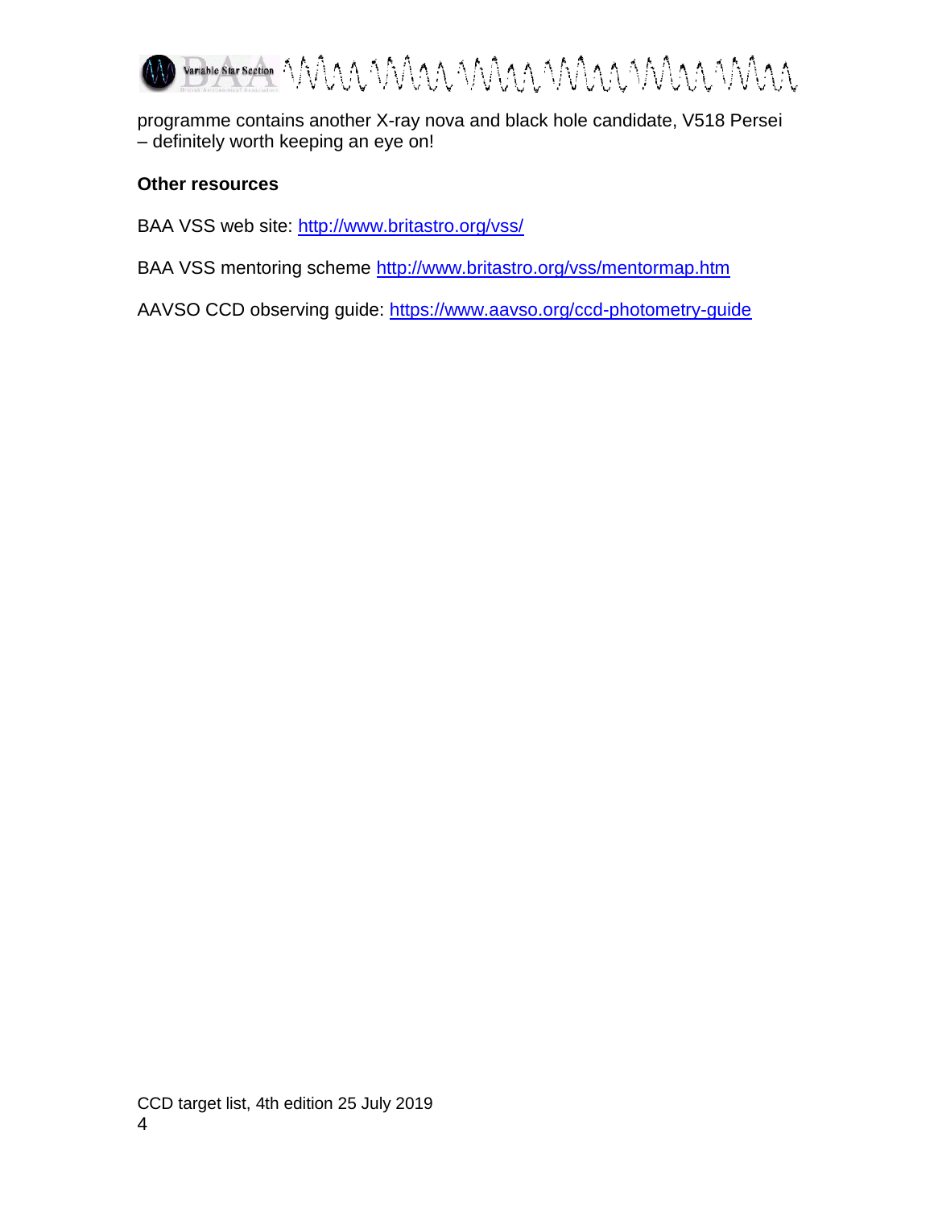programme contains another X-ray nova and black hole candidate, V518 Persei – definitely worth keeping an eye on!

**Other resources**

BAA VSS web site: [http://www.britastro.org/vss/](http://www.britastro.org/vss/)

BAA VSS mentoring scheme [http://www.britastro.org/vss/mentormap.htm](http://www.britastro.org/vss/mentormap.htm)

AAVSO CCD observing guide: [https://www.aavso.org/ccd-photometry-guide](https://www.aavso.org/ccd-photometry-guide)